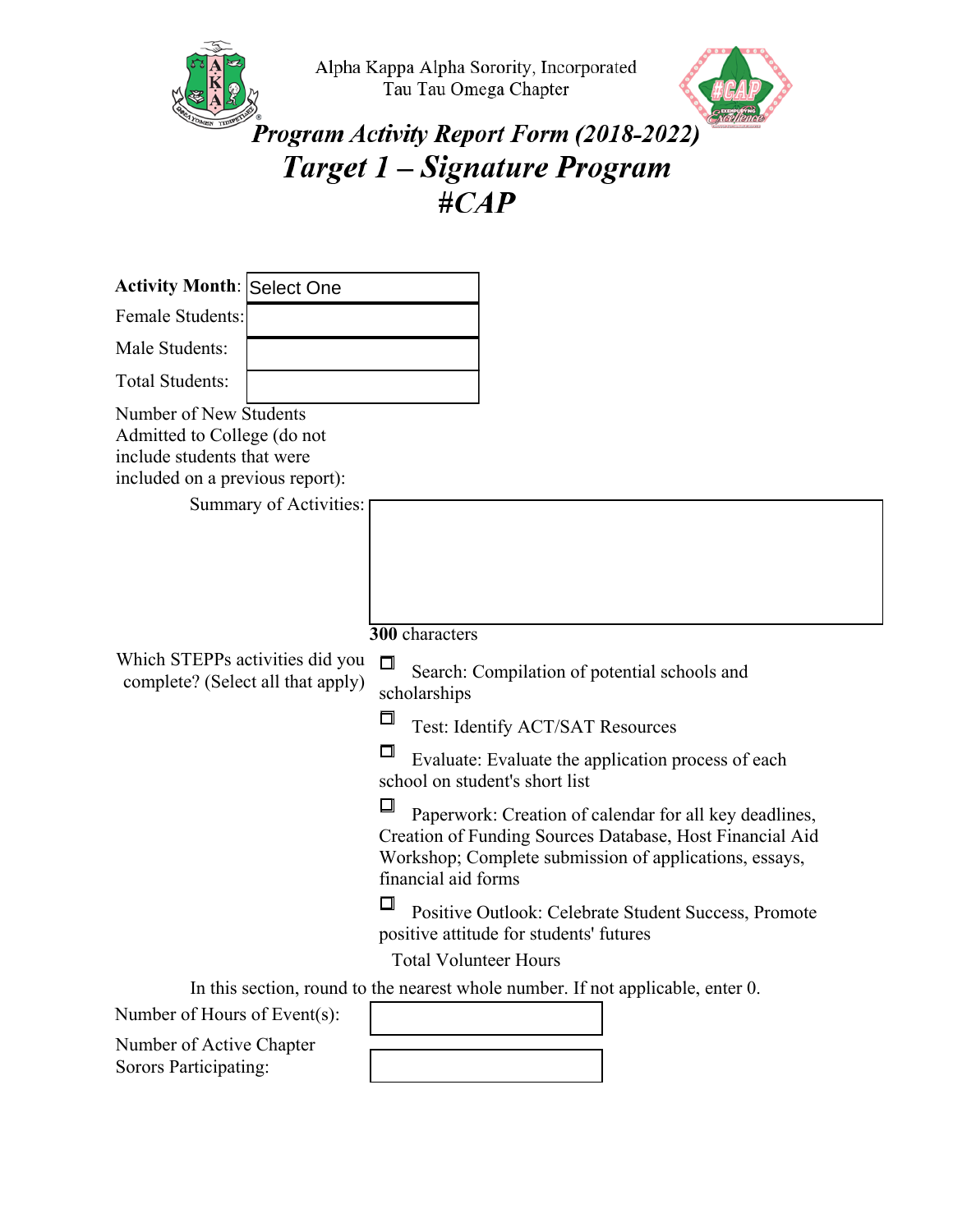Alpha Kappa Alpha Sorority, Incorporated
Tau Tau Omega Chapter

# *Program Activity Report Form (2018-2022)*

# *Target 1 – Signature Program*
# *#CAP*

**Activity Month**: Select One

Female Students:

Male Students:

Total Students:

Number of New Students Admitted to College (do not include students that were included on a previous report):

Summary of Activities:

**300** characters

Which STEPPs activities did you complete? (Select all that apply)

- ☐ Search: Compilation of potential schools and scholarships
- ☐ Test: Identify ACT/SAT Resources
- ☐ Evaluate: Evaluate the application process of each school on student's short list
- ☐ Paperwork: Creation of calendar for all key deadlines, Creation of Funding Sources Database, Host Financial Aid Workshop; Complete submission of applications, essays, financial aid forms
- ☐ Positive Outlook: Celebrate Student Success, Promote positive attitude for students' futures

Total Volunteer Hours

In this section, round to the nearest whole number. If not applicable, enter 0.

Number of Hours of Event(s):

Number of Active Chapter Sorors Participating: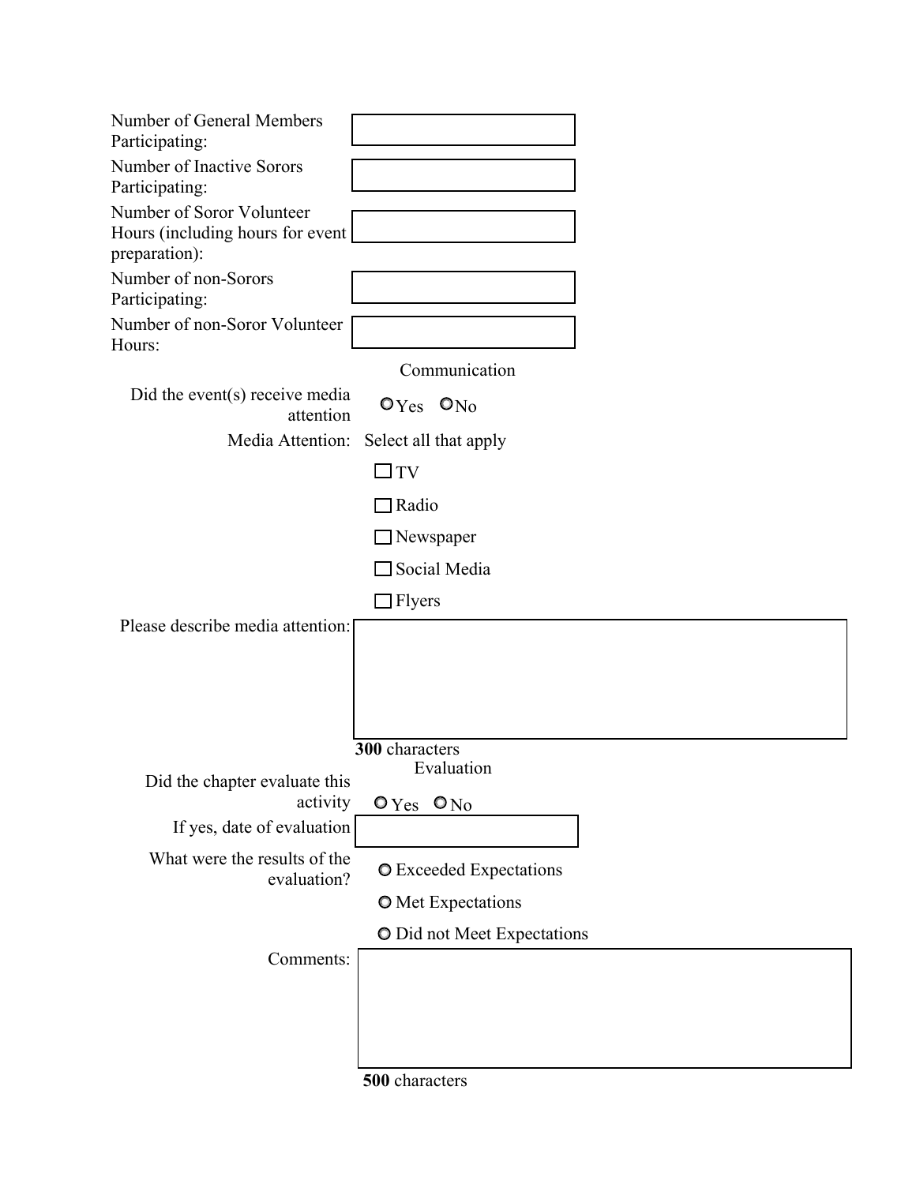Number of General Members Participating: ____________

Number of Inactive Sorors Participating: ____________

Number of Soror Volunteer Hours (including hours for event preparation): ____________

Number of non-Sorors Participating: ____________

Number of non-Soror Volunteer Hours: ____________

## Communication

Did the event(s) receive media attention: ○ Yes ○ No

Media Attention: Select all that apply

- ☐ TV
- ☐ Radio
- ☐ Newspaper
- ☐ Social Media
- ☐ Flyers

Please describe media attention: ____________

**300** characters

## Evaluation

Did the chapter evaluate this activity: ○ Yes ○ No

If yes, date of evaluation: ____________

What were the results of the evaluation?

- ○ Exceeded Expectations
- ○ Met Expectations
- ○ Did not Meet Expectations

Comments: ____________

**500** characters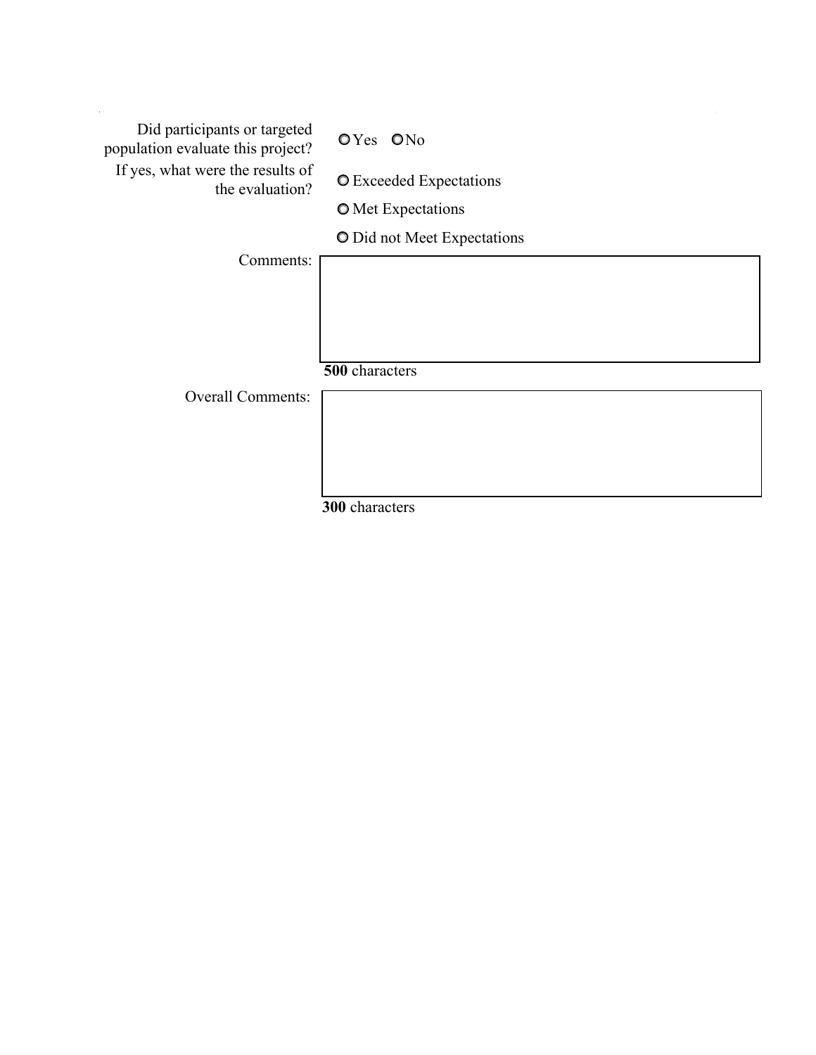Did participants or targeted population evaluate this project? ○ Yes ○ No

If yes, what were the results of the evaluation?

○ Exceeded Expectations

○ Met Expectations

○ Did not Meet Expectations

Comments:

**500** characters

Overall Comments:

**300** characters